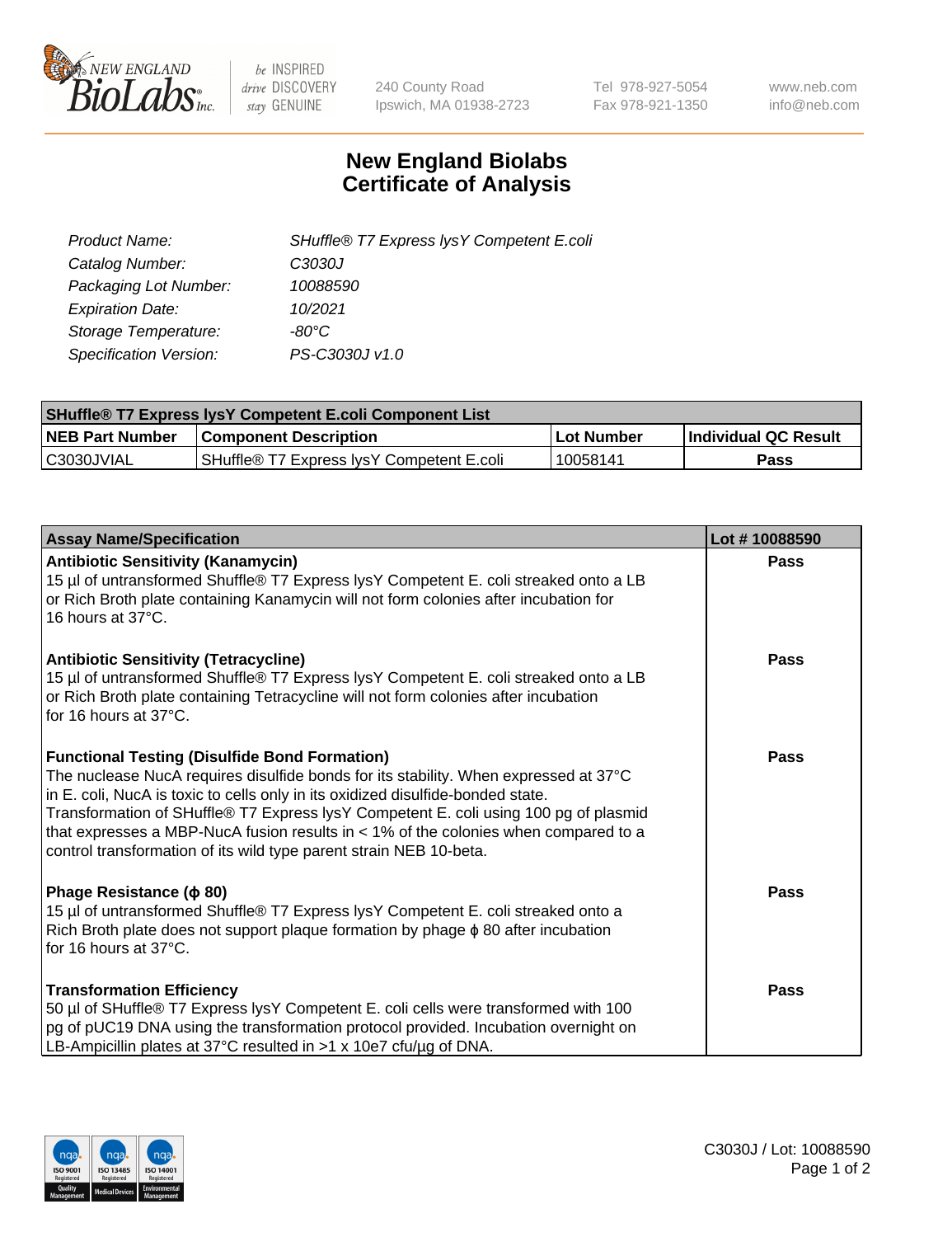New England BioLabs Inc. — be INSPIRED drive DISCOVERY stay GENUINE

240 County Road
Ipswich, MA 01938-2723

Tel 978-927-5054
Fax 978-921-1350

www.neb.com
info@neb.com

# New England Biolabs Certificate of Analysis

| | |
|---|---|
| *Product Name:* | *SHuffle® T7 Express lysY Competent E.coli* |
| *Catalog Number:* | *C3030J* |
| *Packaging Lot Number:* | *10088590* |
| *Expiration Date:* | *10/2021* |
| *Storage Temperature:* | *-80°C* |
| *Specification Version:* | *PS-C3030J v1.0* |

| SHuffle® T7 Express lysY Competent E.coli Component List | | | |
|---|---|---|---|
| **NEB Part Number** | **Component Description** | **Lot Number** | **Individual QC Result** |
| C3030JVIAL | SHuffle® T7 Express lysY Competent E.coli | 10058141 | **Pass** |

| Assay Name/Specification | Lot # 10088590 |
|---|---|
| **Antibiotic Sensitivity (Kanamycin)**<br>15 µl of untransformed Shuffle® T7 Express lysY Competent E. coli streaked onto a LB or Rich Broth plate containing Kanamycin will not form colonies after incubation for 16 hours at 37°C. | **Pass** |
| **Antibiotic Sensitivity (Tetracycline)**<br>15 µl of untransformed Shuffle® T7 Express lysY Competent E. coli streaked onto a LB or Rich Broth plate containing Tetracycline will not form colonies after incubation for 16 hours at 37°C. | **Pass** |
| **Functional Testing (Disulfide Bond Formation)**<br>The nuclease NucA requires disulfide bonds for its stability. When expressed at 37°C in E. coli, NucA is toxic to cells only in its oxidized disulfide-bonded state. Transformation of SHuffle® T7 Express lysY Competent E. coli using 100 pg of plasmid that expresses a MBP-NucA fusion results in < 1% of the colonies when compared to a control transformation of its wild type parent strain NEB 10-beta. | **Pass** |
| **Phage Resistance (ϕ 80)**<br>15 µl of untransformed Shuffle® T7 Express lysY Competent E. coli streaked onto a Rich Broth plate does not support plaque formation by phage ϕ 80 after incubation for 16 hours at 37°C. | **Pass** |
| **Transformation Efficiency**<br>50 µl of SHuffle® T7 Express lysY Competent E. coli cells were transformed with 100 pg of pUC19 DNA using the transformation protocol provided. Incubation overnight on LB-Ampicillin plates at 37°C resulted in >1 x 10e7 cfu/µg of DNA. | **Pass** |

C3030J / Lot: 10088590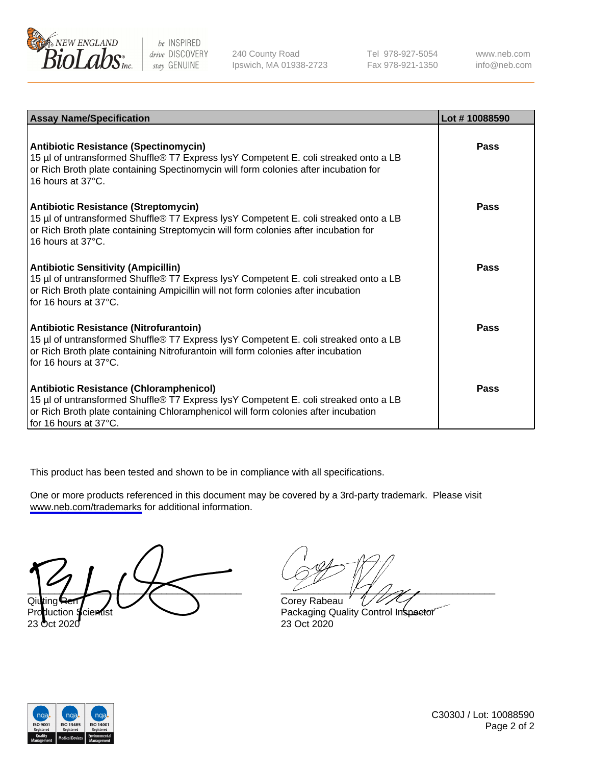| Assay Name/Specification | Lot # 10088590 |
|---|---|
| **Antibiotic Resistance (Spectinomycin)**<br>15 µl of untransformed Shuffle® T7 Express lysY Competent E. coli streaked onto a LB or Rich Broth plate containing Spectinomycin will form colonies after incubation for 16 hours at 37°C. | **Pass** |
| **Antibiotic Resistance (Streptomycin)**<br>15 µl of untransformed Shuffle® T7 Express lysY Competent E. coli streaked onto a LB or Rich Broth plate containing Streptomycin will form colonies after incubation for 16 hours at 37°C. | **Pass** |
| **Antibiotic Sensitivity (Ampicillin)**<br>15 µl of untransformed Shuffle® T7 Express lysY Competent E. coli streaked onto a LB or Rich Broth plate containing Ampicillin will not form colonies after incubation for 16 hours at 37°C. | **Pass** |
| **Antibiotic Resistance (Nitrofurantoin)**<br>15 µl of untransformed Shuffle® T7 Express lysY Competent E. coli streaked onto a LB or Rich Broth plate containing Nitrofurantoin will form colonies after incubation for 16 hours at 37°C. | **Pass** |
| **Antibiotic Resistance (Chloramphenicol)**<br>15 µl of untransformed Shuffle® T7 Express lysY Competent E. coli streaked onto a LB or Rich Broth plate containing Chloramphenicol will form colonies after incubation for 16 hours at 37°C. | **Pass** |

This product has been tested and shown to be in compliance with all specifications.

One or more products referenced in this document may be covered by a 3rd-party trademark. Please visit www.neb.com/trademarks for additional information.

Qiuting Ren
Production Scientist
23 Oct 2020

Corey Rabeau
Packaging Quality Control Inspector
23 Oct 2020

C3030J / Lot: 10088590